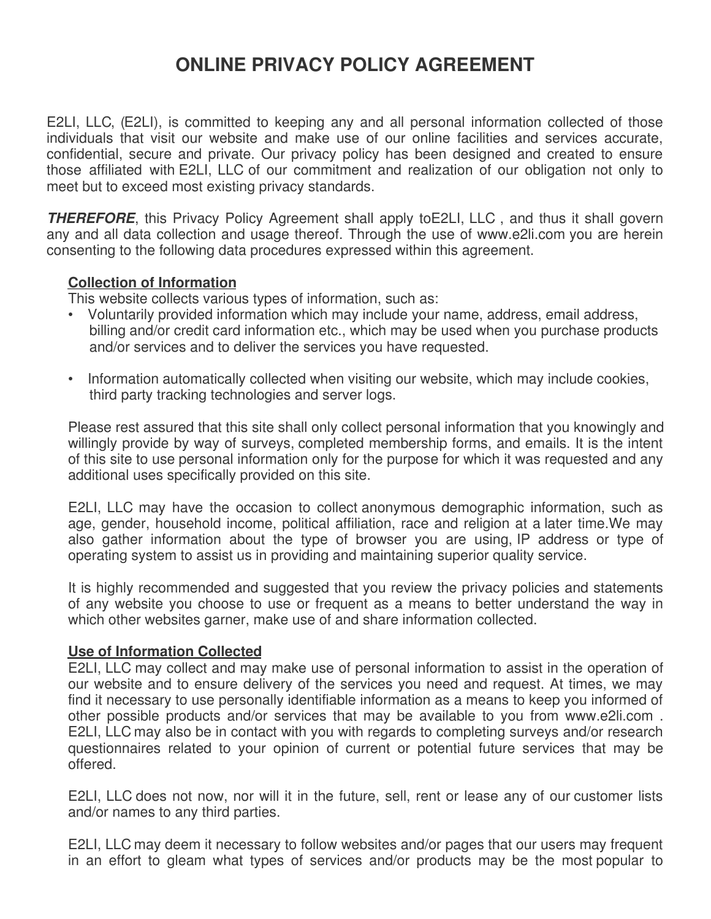// ONLINE PRIVACY POLICY AGREEMENT

E2LI, LLC, (E2LI), is committed to keeping any and all personal information collected of those individuals that visit our website and make use of our online facilities and services accurate, confidential, secure and private. Our privacy policy has been designed and created to ensure those affiliated with E2LI, LLC of our commitment and realization of our obligation not only to meet but to exceed most existing privacy standards.

***THEREFORE***, this Privacy Policy Agreement shall apply toE2LI, LLC , and thus it shall govern any and all data collection and usage thereof. Through the use of www.e2li.com you are herein consenting to the following data procedures expressed within this agreement.

**Collection of Information**

This website collects various types of information, such as:

- Voluntarily provided information which may include your name, address, email address, billing and/or credit card information etc., which may be used when you purchase products and/or services and to deliver the services you have requested.
- Information automatically collected when visiting our website, which may include cookies, third party tracking technologies and server logs.

Please rest assured that this site shall only collect personal information that you knowingly and willingly provide by way of surveys, completed membership forms, and emails. It is the intent of this site to use personal information only for the purpose for which it was requested and any additional uses specifically provided on this site.

E2LI, LLC may have the occasion to collect anonymous demographic information, such as age, gender, household income, political affiliation, race and religion at a later time.We may also gather information about the type of browser you are using, IP address or type of operating system to assist us in providing and maintaining superior quality service.

It is highly recommended and suggested that you review the privacy policies and statements of any website you choose to use or frequent as a means to better understand the way in which other websites garner, make use of and share information collected.

**Use of Information Collected**

E2LI, LLC may collect and may make use of personal information to assist in the operation of our website and to ensure delivery of the services you need and request. At times, we may find it necessary to use personally identifiable information as a means to keep you informed of other possible products and/or services that may be available to you from www.e2li.com . E2LI, LLC may also be in contact with you with regards to completing surveys and/or research questionnaires related to your opinion of current or potential future services that may be offered.

E2LI, LLC does not now, nor will it in the future, sell, rent or lease any of our customer lists and/or names to any third parties.

E2LI, LLC may deem it necessary to follow websites and/or pages that our users may frequent in an effort to gleam what types of services and/or products may be the most popular to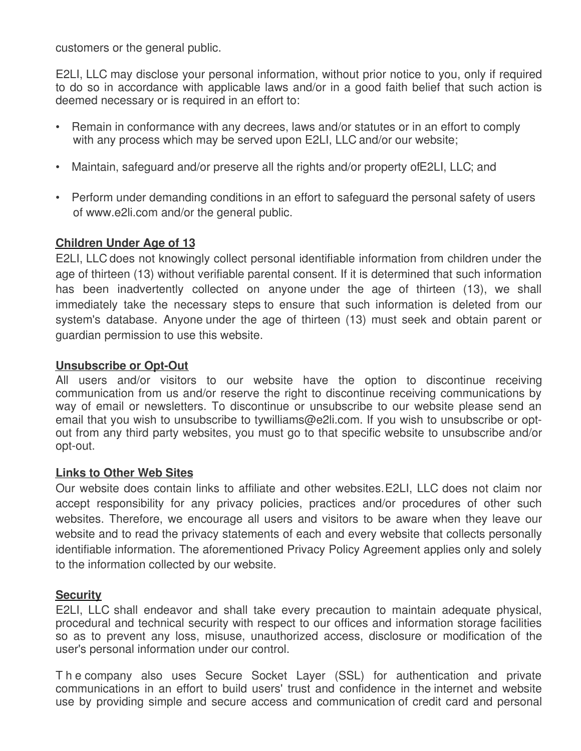customers or the general public.

E2LI, LLC may disclose your personal information, without prior notice to you, only if required to do so in accordance with applicable laws and/or in a good faith belief that such action is deemed necessary or is required in an effort to:

- Remain in conformance with any decrees, laws and/or statutes or in an effort to comply with any process which may be served upon E2LI, LLC and/or our website;
- Maintain, safeguard and/or preserve all the rights and/or property ofE2LI, LLC; and
- Perform under demanding conditions in an effort to safeguard the personal safety of users of www.e2li.com and/or the general public.

**Children Under Age of 13**

E2LI, LLC does not knowingly collect personal identifiable information from children under the age of thirteen (13) without verifiable parental consent. If it is determined that such information has been inadvertently collected on anyone under the age of thirteen (13), we shall immediately take the necessary steps to ensure that such information is deleted from our system's database. Anyone under the age of thirteen (13) must seek and obtain parent or guardian permission to use this website.

**Unsubscribe or Opt-Out**

All users and/or visitors to our website have the option to discontinue receiving communication from us and/or reserve the right to discontinue receiving communications by way of email or newsletters. To discontinue or unsubscribe to our website please send an email that you wish to unsubscribe to tywilliams@e2li.com. If you wish to unsubscribe or opt-out from any third party websites, you must go to that specific website to unsubscribe and/or opt-out.

**Links to Other Web Sites**

Our website does contain links to affiliate and other websites. E2LI, LLC does not claim nor accept responsibility for any privacy policies, practices and/or procedures of other such websites. Therefore, we encourage all users and visitors to be aware when they leave our website and to read the privacy statements of each and every website that collects personally identifiable information. The aforementioned Privacy Policy Agreement applies only and solely to the information collected by our website.

**Security**

E2LI, LLC shall endeavor and shall take every precaution to maintain adequate physical, procedural and technical security with respect to our offices and information storage facilities so as to prevent any loss, misuse, unauthorized access, disclosure or modification of the user's personal information under our control.

The company also uses Secure Socket Layer (SSL) for authentication and private communications in an effort to build users' trust and confidence in the internet and website use by providing simple and secure access and communication of credit card and personal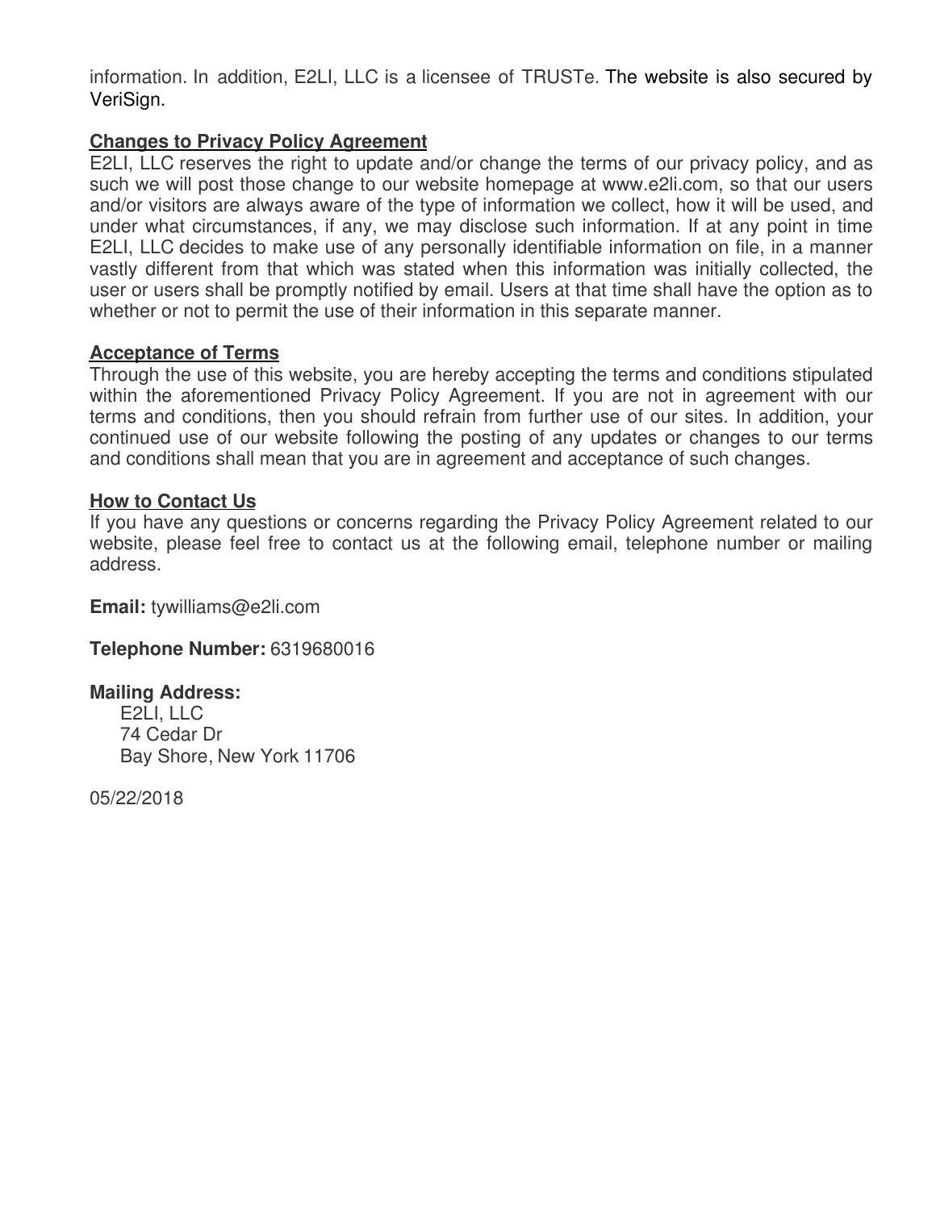information. In addition, E2LI, LLC is a licensee of TRUSTe. The website is also secured by VeriSign.

## Changes to Privacy Policy Agreement

E2LI, LLC reserves the right to update and/or change the terms of our privacy policy, and as such we will post those change to our website homepage at www.e2li.com, so that our users and/or visitors are always aware of the type of information we collect, how it will be used, and under what circumstances, if any, we may disclose such information. If at any point in time E2LI, LLC decides to make use of any personally identifiable information on file, in a manner vastly different from that which was stated when this information was initially collected, the user or users shall be promptly notified by email. Users at that time shall have the option as to whether or not to permit the use of their information in this separate manner.

## Acceptance of Terms

Through the use of this website, you are hereby accepting the terms and conditions stipulated within the aforementioned Privacy Policy Agreement. If you are not in agreement with our terms and conditions, then you should refrain from further use of our sites. In addition, your continued use of our website following the posting of any updates or changes to our terms and conditions shall mean that you are in agreement and acceptance of such changes.

## How to Contact Us

If you have any questions or concerns regarding the Privacy Policy Agreement related to our website, please feel free to contact us at the following email, telephone number or mailing address.

**Email:** tywilliams@e2li.com

**Telephone Number:** 6319680016

**Mailing Address:**

E2LI, LLC
74 Cedar Dr
Bay Shore, New York 11706

05/22/2018